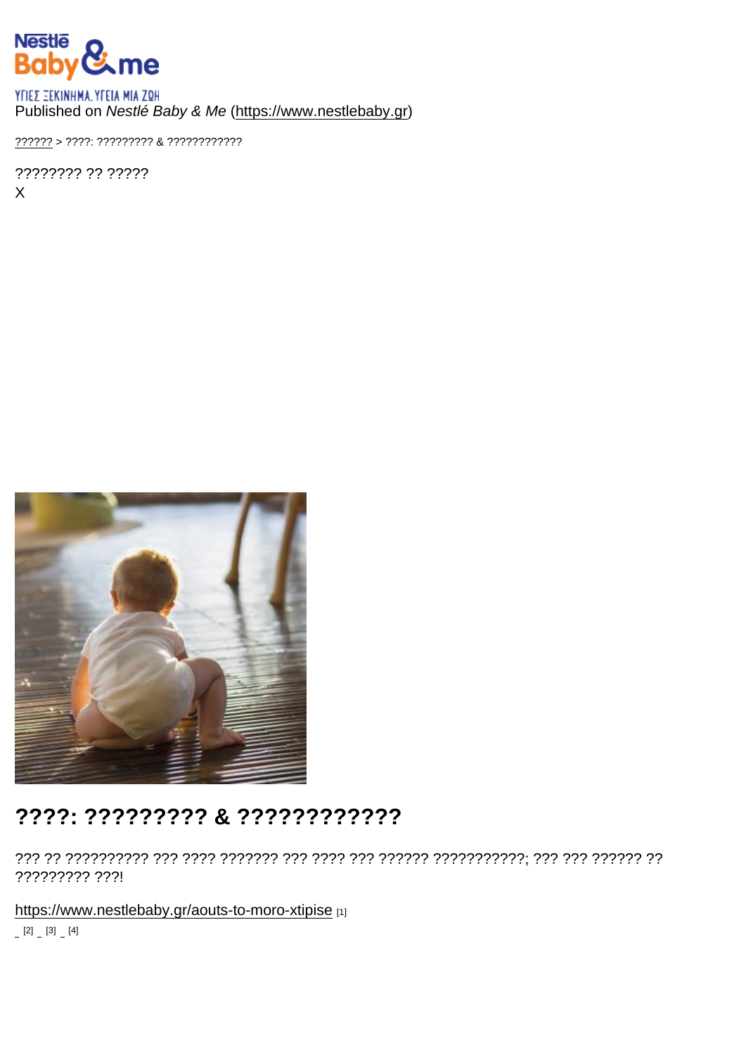ΥΓΙΕΣ ΞΕΚΙΝΗΜΑ. ΥΓΕΙΑ ΜΙΑ ΖΩΗ
Published on *Nestlé Baby & Me* (https://www.nestlebaby.gr)

?????? > ????: ????????? & ????????????

???????? ?? ?????
X

## ????: ????????? & ????????????

??? ?? ?????????? ??? ???? ??????? ??? ???? ??? ?????? ???????????; ??? ??? ?????? ?? ????????? ???!

https://www.nestlebaby.gr/aouts-to-moro-xtipise [1]

[2] [3] [4]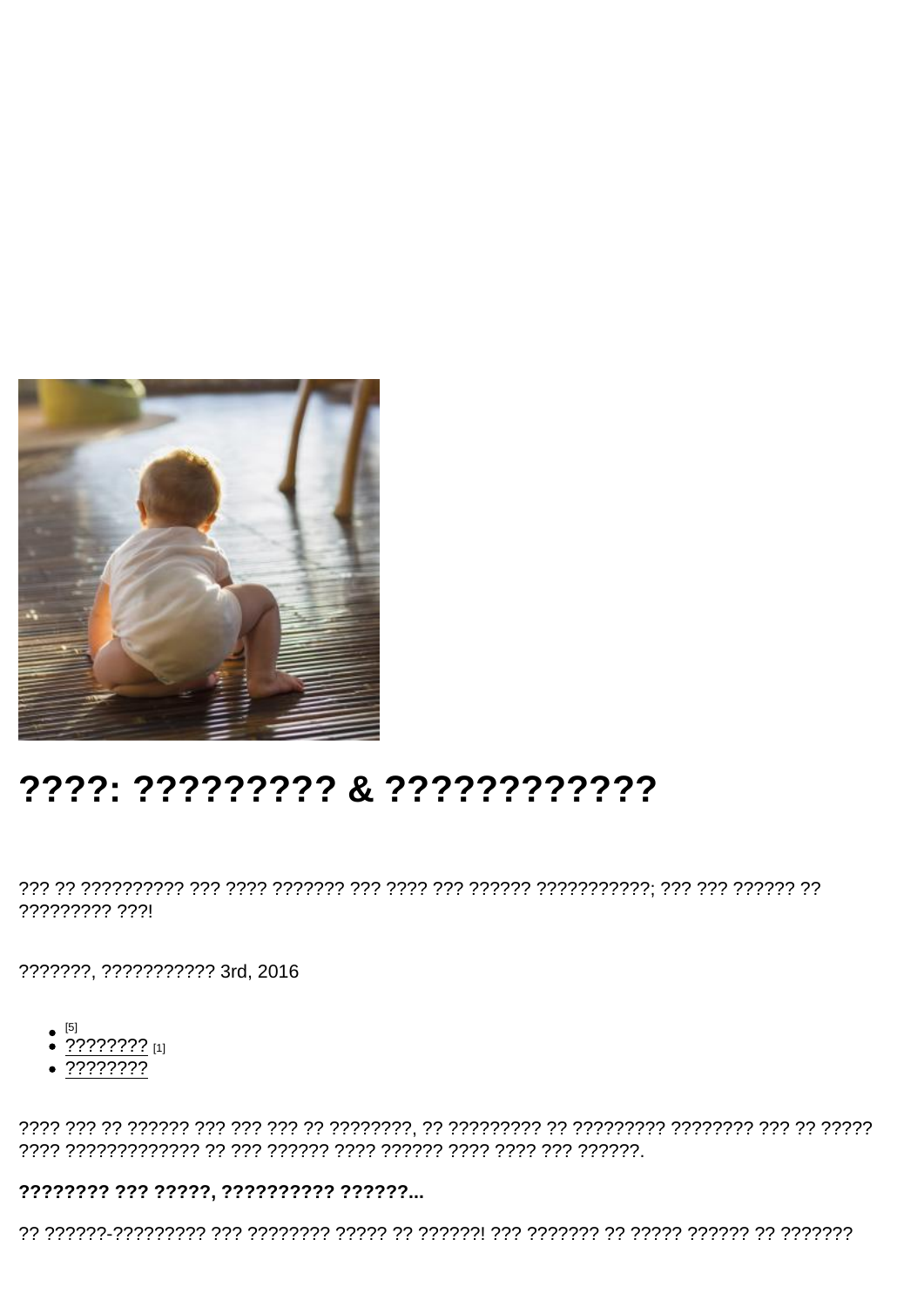# ????: ????????? & ????????????

??? ?? ?????????? ??? ???? ??????? ??? ???? ??? ?????? ???????????; ??? ??? ?????? ?? ????????? ???!

???????, ??????????? 3rd, 2016

- [5]
- ???????? [1]
- ????????

???? ??? ?? ?????? ??? ??? ??? ?? ????????, ?? ????????? ?? ????????? ???????? ??? ?? ????? ???? ????????????? ?? ??? ?????? ???? ?????? ???? ???? ??? ??????.

**???????? ??? ?????, ?????????? ??????...**

?? ??????-????????? ??? ???????? ????? ?? ??????! ??? ??????? ?? ????? ?????? ?? ???????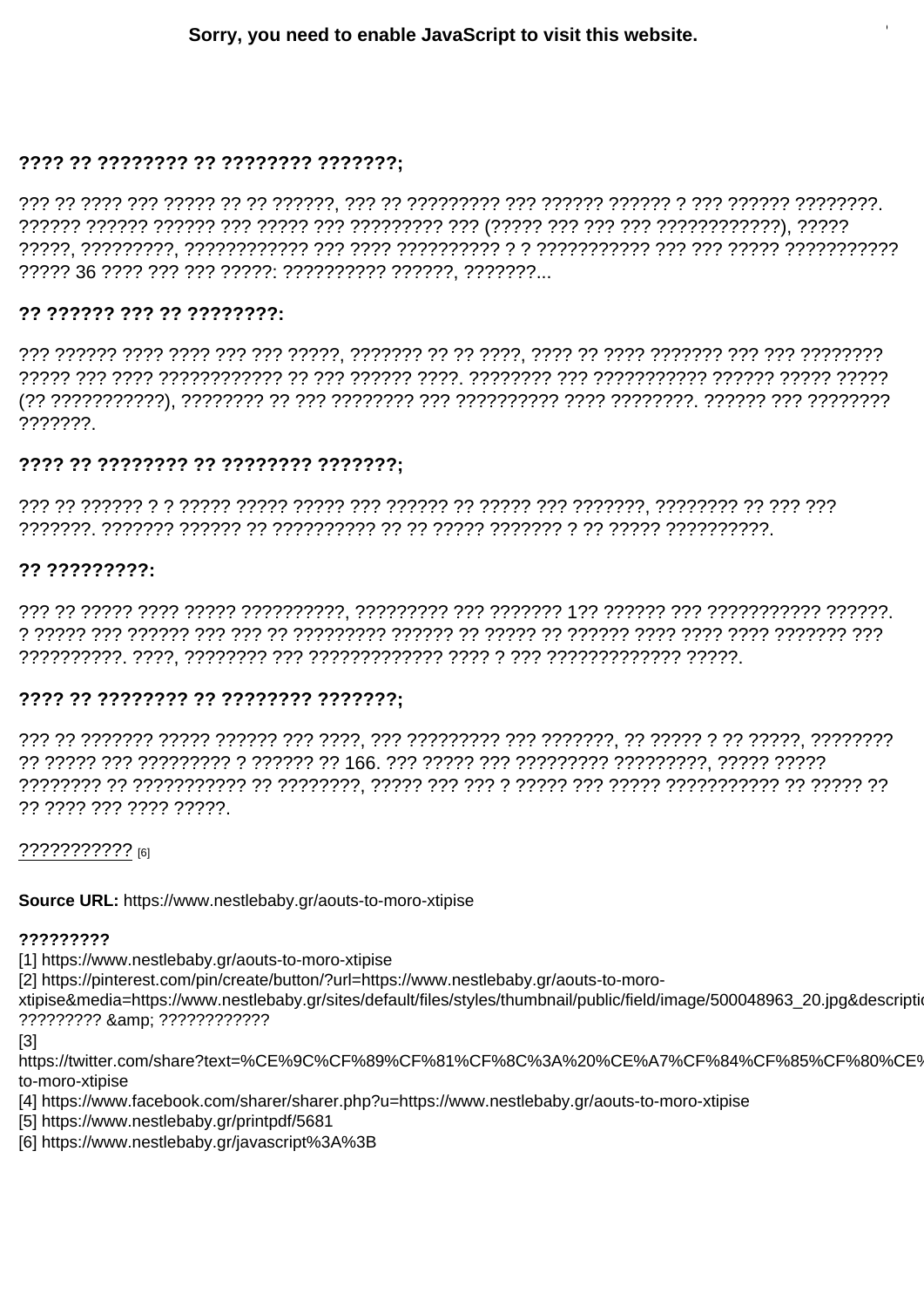Sorry, you need to enable JavaScript to visit this website.

**???? ?? ???????? ?? ???????? ???????;**

??? ?? ???? ??? ????? ?? ?? ??????, ??? ?? ????????? ??? ?????? ?????? ? ??? ?????? ????????. ?????? ?????? ?????? ??? ????? ??? ????????? ??? (????? ??? ??? ??? ????????????), ????? ?????, ?????????, ???????????? ??? ???? ?????????? ? ? ??????????? ??? ??? ????? ??????????? ????? 36 ???? ??? ??? ?????: ?????????? ??????, ???????...

**?? ?????? ??? ?? ????????:**

??? ?????? ???? ???? ??? ??? ?????, ??????? ?? ?? ????, ???? ?? ???? ??????? ??? ??? ???????? ????? ??? ???? ???????????? ?? ??? ?????? ????. ???????? ??? ??????????? ?????? ????? ????? (?? ???????????), ???????? ?? ??? ???????? ??? ?????????? ???? ????????. ?????? ??? ???????? ???????.

**???? ?? ???????? ?? ???????? ???????;**

??? ?? ?????? ? ? ????? ????? ????? ??? ?????? ?? ????? ??? ???????, ???????? ?? ??? ??? ???????. ??????? ?????? ?? ?????????? ?? ?? ????? ??????? ? ?? ????? ??????????.

**?? ?????????:**

??? ?? ????? ???? ????? ??????????, ????????? ??? ??????? 1?? ?????? ??? ??????????? ??????. ? ????? ??? ?????? ??? ??? ?? ????????? ?????? ?? ????? ?? ?????? ???? ???? ???? ??????? ??? ??????????. ????, ???????? ??? ????????????? ???? ? ??? ????????????? ?????.

**???? ?? ???????? ?? ???????? ???????;**

??? ?? ??????? ????? ?????? ??? ????, ??? ????????? ??? ???????, ?? ????? ? ?? ?????, ???????? ?? ????? ??? ????????? ? ?????? ?? 166. ??? ????? ??? ????????? ?????????, ????? ????? ???????? ?? ??????????? ?? ????????, ????? ??? ??? ? ????? ??? ????? ??????????? ?? ????? ?? ?? ???? ??? ???? ?????.

??????????? [6]

**Source URL:** https://www.nestlebaby.gr/aouts-to-moro-xtipise

**?????????**

[1] https://www.nestlebaby.gr/aouts-to-moro-xtipise
[2] https://pinterest.com/pin/create/button/?url=https://www.nestlebaby.gr/aouts-to-moro-xtipise&media=https://www.nestlebaby.gr/sites/default/files/styles/thumbnail/public/field/image/500048963_20.jpg&descriptio ????????? &amp; ????????????
[3] https://twitter.com/share?text=%CE%9C%CF%89%CF%81%CF%8C%3A%20%CE%A7%CF%84%CF%85%CF%80%CE% to-moro-xtipise
[4] https://www.facebook.com/sharer/sharer.php?u=https://www.nestlebaby.gr/aouts-to-moro-xtipise
[5] https://www.nestlebaby.gr/printpdf/5681
[6] https://www.nestlebaby.gr/javascript%3A%3B